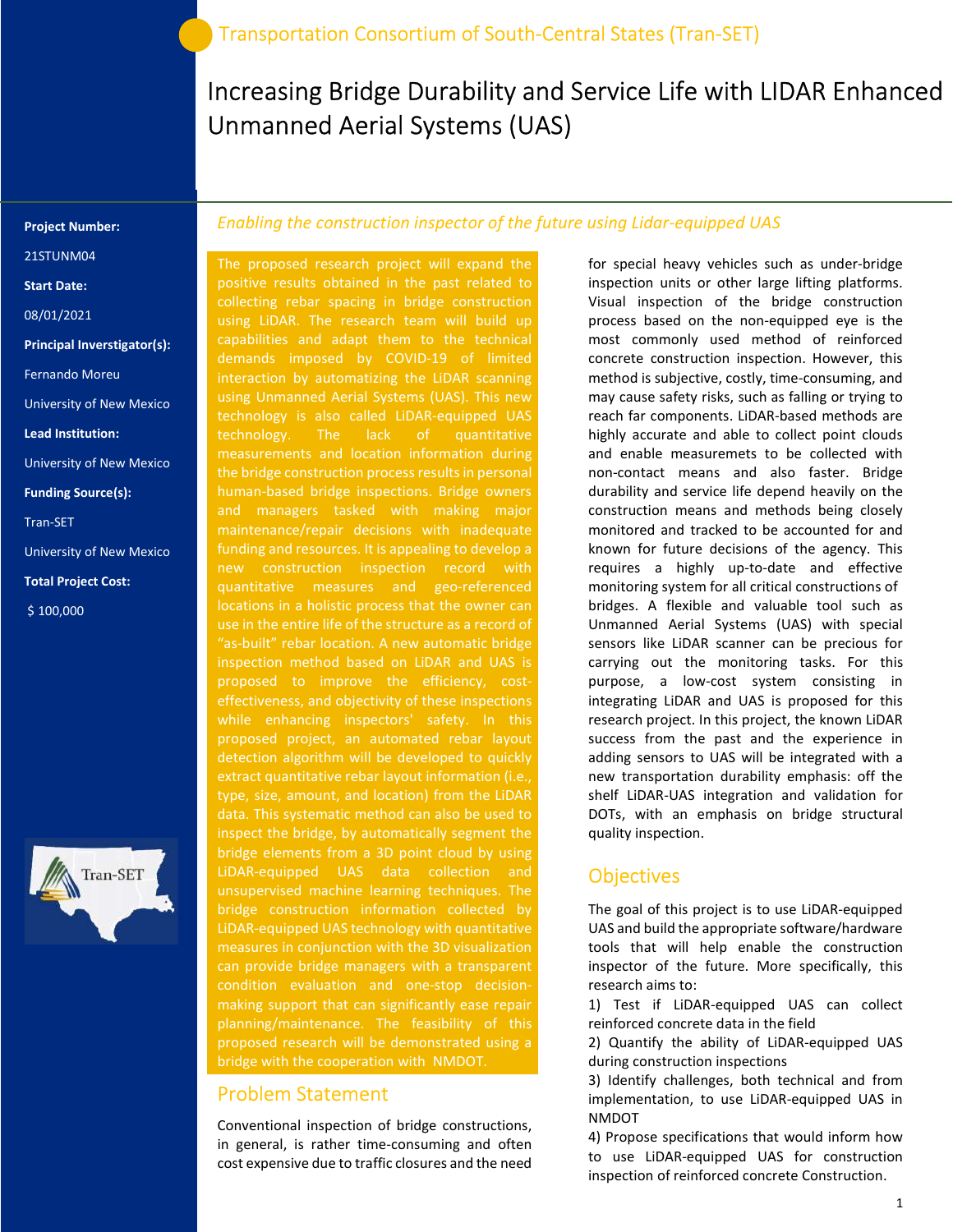Transportation Consortium of South-Central States (Tran-SET)

# Increasing Bridge Durability and Service Life with LIDAR Enhanced Unmanned Aerial Systems (UAS)

**Project Number:**

21STUNM04

**Start Date:**

08/01/2021

**Principal Inverstigator(s):**

Fernando Moreu

University of New Mexico

**Lead Institution:**

University of New Mexico

**Funding Source(s):**

Tran-SET

University of New Mexico

**Total Project Cost:**

$ 100,000

*Enabling the construction inspector of the future using Lidar-equipped UAS*

The proposed research project will expand the positive results obtained in the past related to collecting rebar spacing in bridge construction using LiDAR. The research team will build up capabilities and adapt them to the technical demands imposed by COVID-19 of limited interaction by automatizing the LiDAR scanning using Unmanned Aerial Systems (UAS). This new technology is also called LiDAR-equipped UAS technology. The lack of quantitative measurements and location information during the bridge construction process results in personal human-based bridge inspections. Bridge owners and managers tasked with making major maintenance/repair decisions with inadequate funding and resources. It is appealing to develop a new construction inspection record with quantitative measures and geo-referenced locations in a holistic process that the owner can use in the entire life of the structure as a record of "as-built" rebar location. A new automatic bridge inspection method based on LiDAR and UAS is proposed to improve the efficiency, cost-effectiveness, and objectivity of these inspections while enhancing inspectors' safety. In this proposed project, an automated rebar layout detection algorithm will be developed to quickly extract quantitative rebar layout information (i.e., type, size, amount, and location) from the LiDAR data. This systematic method can also be used to inspect the bridge, by automatically segment the bridge elements from a 3D point cloud by using LiDAR-equipped UAS data collection and unsupervised machine learning techniques. The bridge construction information collected by LiDAR-equipped UAS technology with quantitative measures in conjunction with the 3D visualization can provide bridge managers with a transparent condition evaluation and one-stop decision-making support that can significantly ease repair planning/maintenance. The feasibility of this proposed research will be demonstrated using a bridge with the cooperation with NMDOT.

## Problem Statement

Conventional inspection of bridge constructions, in general, is rather time-consuming and often cost expensive due to traffic closures and the need for special heavy vehicles such as under-bridge inspection units or other large lifting platforms. Visual inspection of the bridge construction process based on the non-equipped eye is the most commonly used method of reinforced concrete construction inspection. However, this method is subjective, costly, time-consuming, and may cause safety risks, such as falling or trying to reach far components. LiDAR-based methods are highly accurate and able to collect point clouds and enable measuremets to be collected with non-contact means and also faster. Bridge durability and service life depend heavily on the construction means and methods being closely monitored and tracked to be accounted for and known for future decisions of the agency. This requires a highly up-to-date and effective monitoring system for all critical constructions of bridges. A flexible and valuable tool such as Unmanned Aerial Systems (UAS) with special sensors like LiDAR scanner can be precious for carrying out the monitoring tasks. For this purpose, a low-cost system consisting in integrating LiDAR and UAS is proposed for this research project. In this project, the known LiDAR success from the past and the experience in adding sensors to UAS will be integrated with a new transportation durability emphasis: off the shelf LiDAR-UAS integration and validation for DOTs, with an emphasis on bridge structural quality inspection.

## Objectives

The goal of this project is to use LiDAR-equipped UAS and build the appropriate software/hardware tools that will help enable the construction inspector of the future. More specifically, this research aims to:

1) Test if LiDAR-equipped UAS can collect reinforced concrete data in the field
2) Quantify the ability of LiDAR-equipped UAS during construction inspections
3) Identify challenges, both technical and from implementation, to use LiDAR-equipped UAS in NMDOT
4) Propose specifications that would inform how to use LiDAR-equipped UAS for construction inspection of reinforced concrete Construction.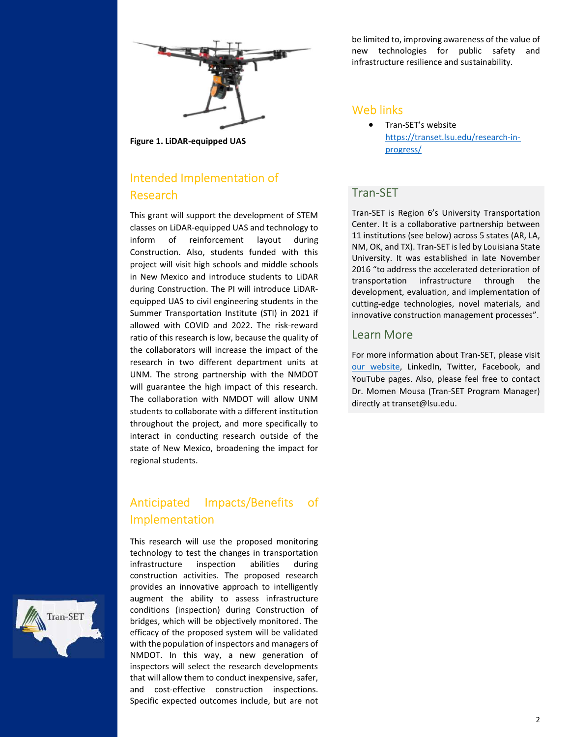**Figure 1. LiDAR-equipped UAS**

## Intended Implementation of Research

This grant will support the development of STEM classes on LiDAR-equipped UAS and technology to inform of reinforcement layout during Construction. Also, students funded with this project will visit high schools and middle schools in New Mexico and introduce students to LiDAR during Construction. The PI will introduce LiDAR-equipped UAS to civil engineering students in the Summer Transportation Institute (STI) in 2021 if allowed with COVID and 2022. The risk-reward ratio of this research is low, because the quality of the collaborators will increase the impact of the research in two different department units at UNM. The strong partnership with the NMDOT will guarantee the high impact of this research. The collaboration with NMDOT will allow UNM students to collaborate with a different institution throughout the project, and more specifically to interact in conducting research outside of the state of New Mexico, broadening the impact for regional students.

## Anticipated Impacts/Benefits of Implementation

This research will use the proposed monitoring technology to test the changes in transportation infrastructure inspection abilities during construction activities. The proposed research provides an innovative approach to intelligently augment the ability to assess infrastructure conditions (inspection) during Construction of bridges, which will be objectively monitored. The efficacy of the proposed system will be validated with the population of inspectors and managers of NMDOT. In this way, a new generation of inspectors will select the research developments that will allow them to conduct inexpensive, safer, and cost-effective construction inspections. Specific expected outcomes include, but are not be limited to, improving awareness of the value of new technologies for public safety and infrastructure resilience and sustainability.

## Web links

- Tran-SET's website https://transet.lsu.edu/research-in-progress/

## Tran-SET

Tran-SET is Region 6's University Transportation Center. It is a collaborative partnership between 11 institutions (see below) across 5 states (AR, LA, NM, OK, and TX). Tran-SET is led by Louisiana State University. It was established in late November 2016 "to address the accelerated deterioration of transportation infrastructure through the development, evaluation, and implementation of cutting-edge technologies, novel materials, and innovative construction management processes".

## Learn More

For more information about Tran-SET, please visit our website, LinkedIn, Twitter, Facebook, and YouTube pages. Also, please feel free to contact Dr. Momen Mousa (Tran-SET Program Manager) directly at transet@lsu.edu.